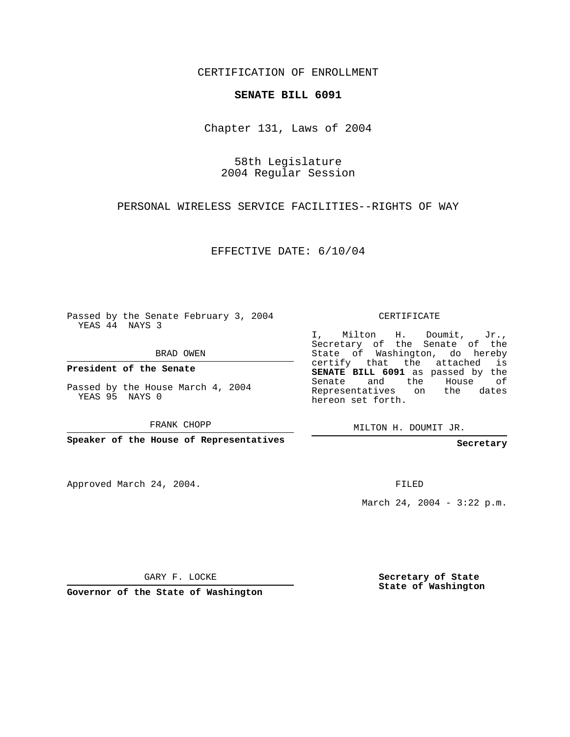CERTIFICATION OF ENROLLMENT

**SENATE BILL 6091**

Chapter 131, Laws of 2004

58th Legislature
2004 Regular Session

PERSONAL WIRELESS SERVICE FACILITIES--RIGHTS OF WAY

EFFECTIVE DATE: 6/10/04

Passed by the Senate February 3, 2004
YEAS 44 NAYS 3

BRAD OWEN

**President of the Senate**

Passed by the House March 4, 2004
YEAS 95 NAYS 0

FRANK CHOPP

**Speaker of the House of Representatives**

CERTIFICATE

I, Milton H. Doumit, Jr., Secretary of the Senate of the State of Washington, do hereby certify that the attached is **SENATE BILL 6091** as passed by the Senate and the House of Representatives on the dates hereon set forth.

MILTON H. DOUMIT JR.

**Secretary**

Approved March 24, 2004.

FILED

March 24, 2004 - 3:22 p.m.

GARY F. LOCKE

**Governor of the State of Washington**

**Secretary of State**
**State of Washington**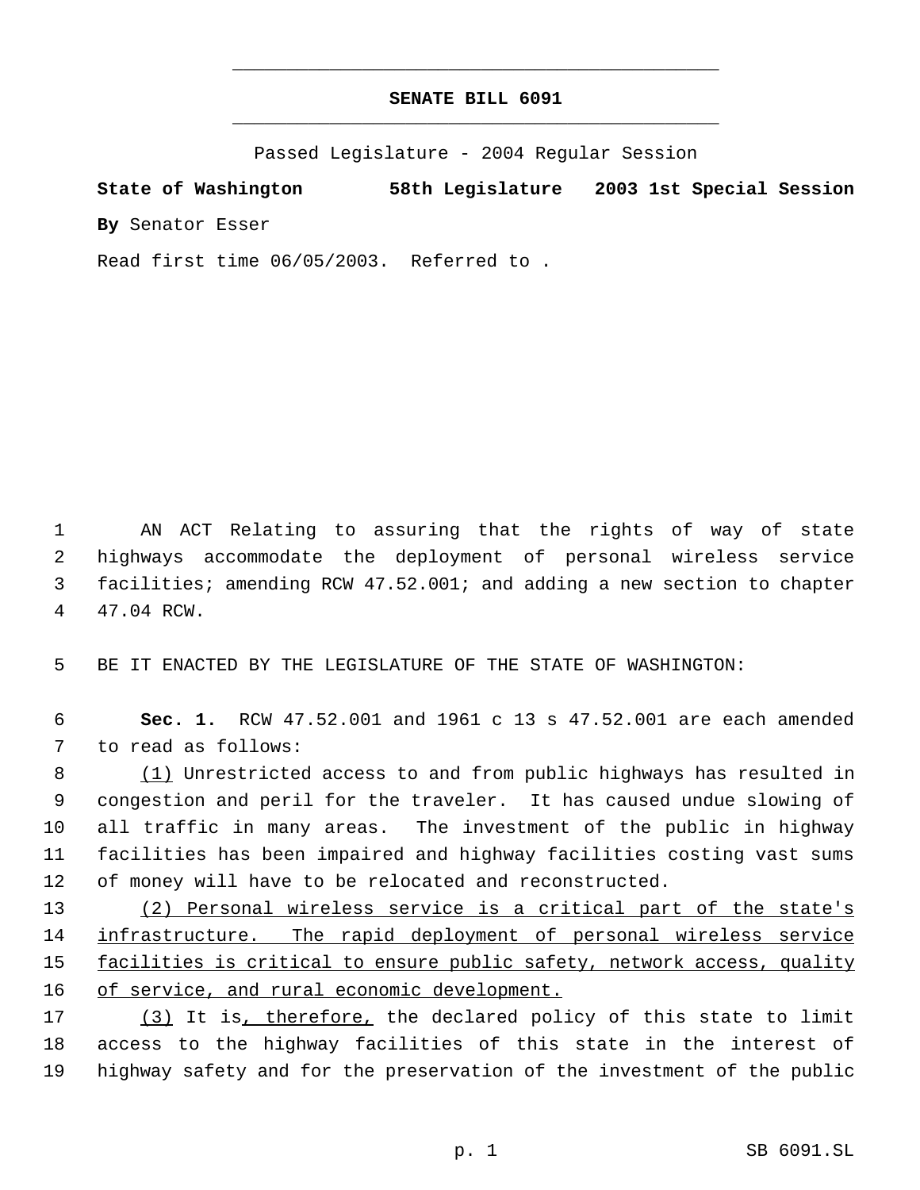# SENATE BILL 6091

Passed Legislature - 2004 Regular Session

**State of Washington 58th Legislature 2003 1st Special Session**

**By** Senator Esser

Read first time 06/05/2003. Referred to .

AN ACT Relating to assuring that the rights of way of state highways accommodate the deployment of personal wireless service facilities; amending RCW 47.52.001; and adding a new section to chapter 47.04 RCW.

BE IT ENACTED BY THE LEGISLATURE OF THE STATE OF WASHINGTON:

**Sec. 1.** RCW 47.52.001 and 1961 c 13 s 47.52.001 are each amended to read as follows:

(1) Unrestricted access to and from public highways has resulted in congestion and peril for the traveler. It has caused undue slowing of all traffic in many areas. The investment of the public in highway facilities has been impaired and highway facilities costing vast sums of money will have to be relocated and reconstructed.

(2) Personal wireless service is a critical part of the state's infrastructure. The rapid deployment of personal wireless service facilities is critical to ensure public safety, network access, quality of service, and rural economic development.

(3) It is, therefore, the declared policy of this state to limit access to the highway facilities of this state in the interest of highway safety and for the preservation of the investment of the public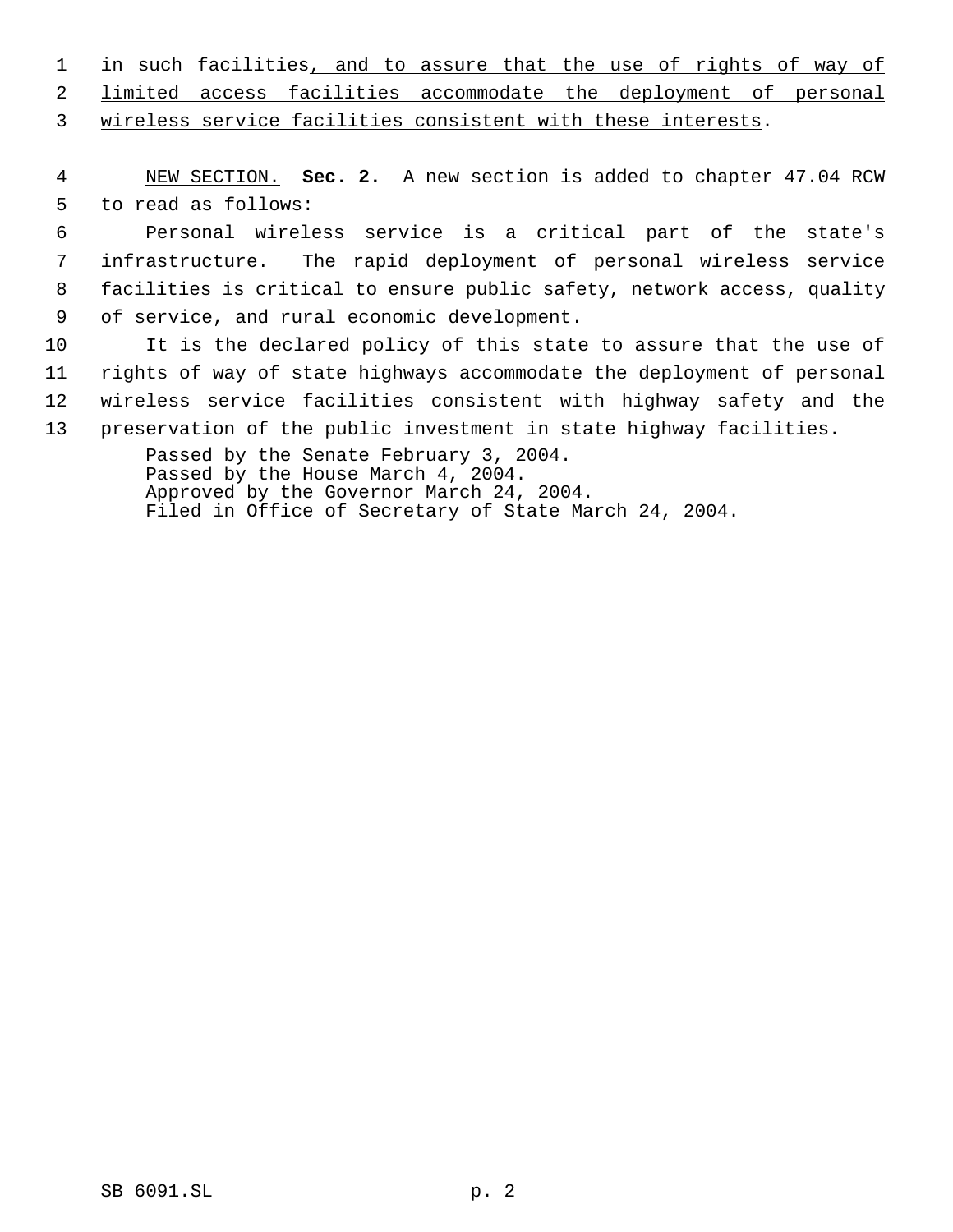in such facilities, and to assure that the use of rights of way of limited access facilities accommodate the deployment of personal wireless service facilities consistent with these interests.

NEW SECTION. **Sec. 2.** A new section is added to chapter 47.04 RCW to read as follows:

Personal wireless service is a critical part of the state's infrastructure. The rapid deployment of personal wireless service facilities is critical to ensure public safety, network access, quality of service, and rural economic development.

It is the declared policy of this state to assure that the use of rights of way of state highways accommodate the deployment of personal wireless service facilities consistent with highway safety and the preservation of the public investment in state highway facilities.

Passed by the Senate February 3, 2004.
Passed by the House March 4, 2004.
Approved by the Governor March 24, 2004.
Filed in Office of Secretary of State March 24, 2004.